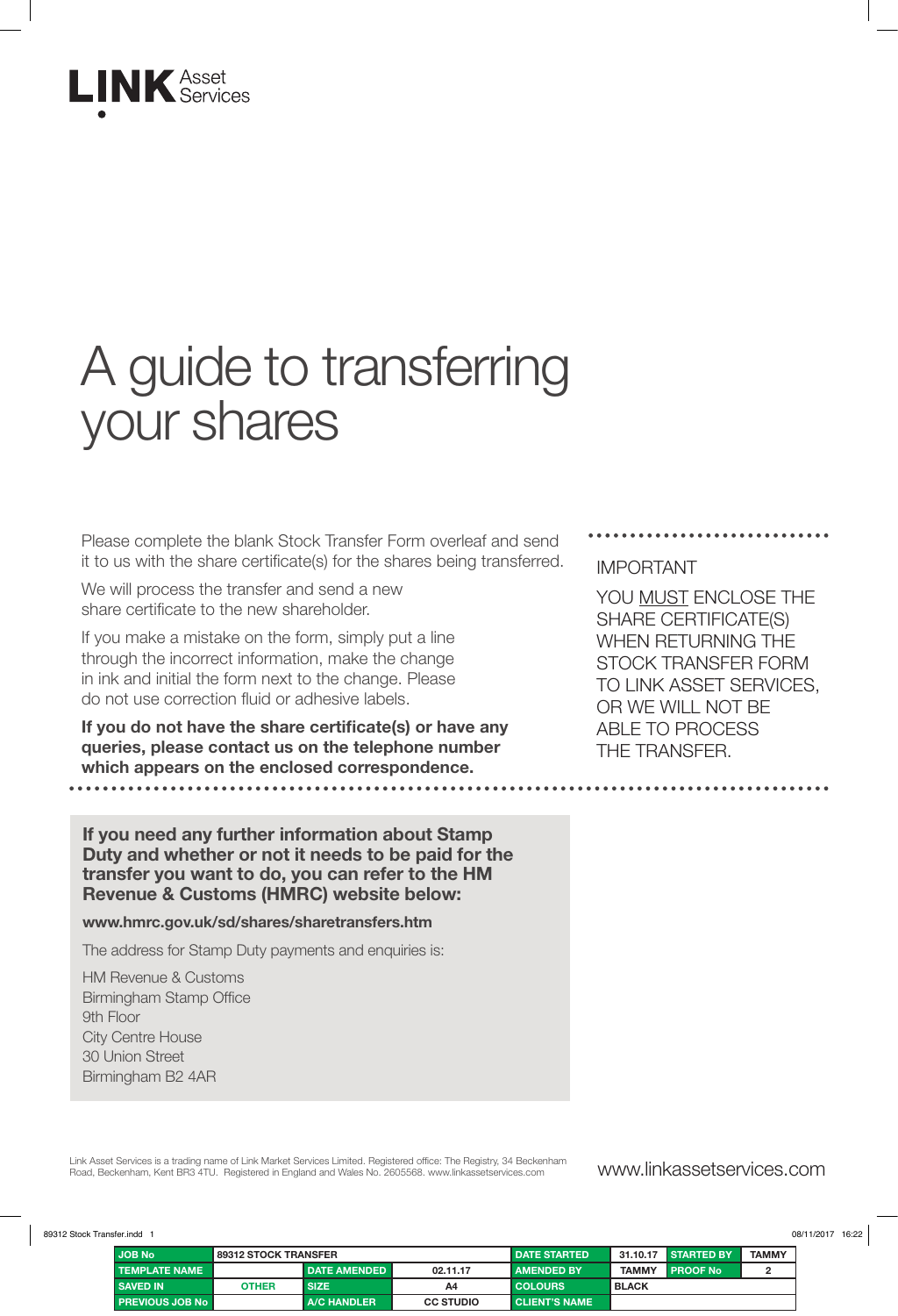LINK Asset Services

# A guide to transferring your shares

Please complete the blank Stock Transfer Form overleaf and send it to us with the share certificate(s) for the shares being transferred.

We will process the transfer and send a new share certificate to the new shareholder.

If you make a mistake on the form, simply put a line through the incorrect information, make the change in ink and initial the form next to the change. Please do not use correction fluid or adhesive labels.

**If you do not have the share certificate(s) or have any queries, please contact us on the telephone number which appears on the enclosed correspondence.**

IMPORTANT

YOU MUST ENCLOSE THE SHARE CERTIFICATE(S) WHEN RETURNING THE STOCK TRANSFER FORM TO LINK ASSET SERVICES, OR WE WILL NOT BE ABLE TO PROCESS THE TRANSFER.

**If you need any further information about Stamp Duty and whether or not it needs to be paid for the transfer you want to do, you can refer to the HM Revenue & Customs (HMRC) website below:**

**www.hmrc.gov.uk/sd/shares/sharetransfers.htm**

The address for Stamp Duty payments and enquiries is:

HM Revenue & Customs
Birmingham Stamp Office
9th Floor
City Centre House
30 Union Street
Birmingham B2 4AR

Link Asset Services is a trading name of Link Market Services Limited. Registered office: The Registry, 34 Beckenham Road, Beckenham, Kent BR3 4TU. Registered in England and Wales No. 2605568. www.linkassetservices.com

www.linkassetservices.com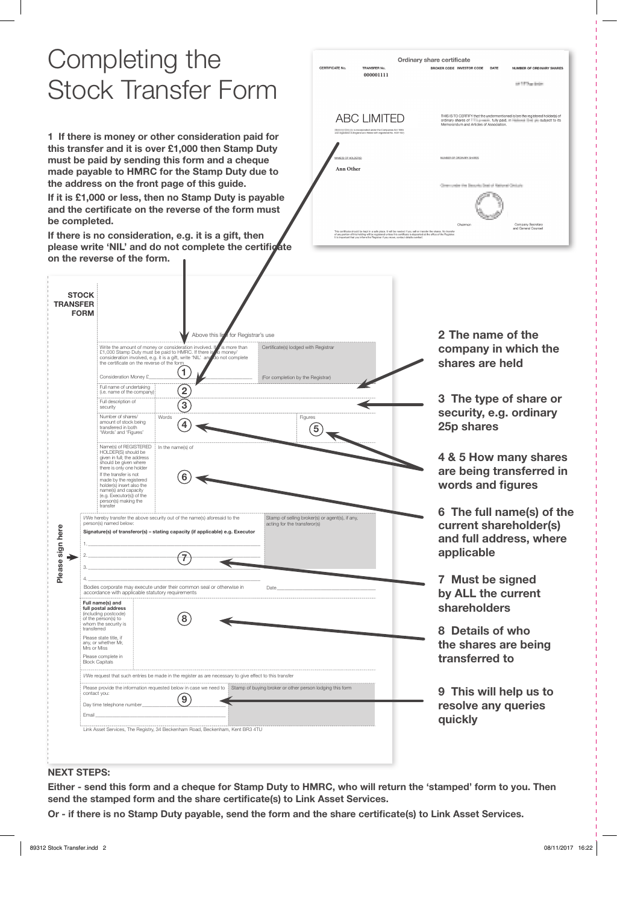# Completing the Stock Transfer Form

**1 If there is money or other consideration paid for this transfer and it is over £1,000 then Stamp Duty must be paid by sending this form and a cheque made payable to HMRC for the Stamp Duty due to the address on the front page of this guide.**

**If it is £1,000 or less, then no Stamp Duty is payable and the certificate on the reverse of the form must be completed.**

**If there is no consideration, e.g. it is a gift, then please write 'NIL' and do not complete the certificate on the reverse of the form.**

**Ordinary share certificate**

CERTIFICATE No. | TRANSFER No. 000001111 | BROKER CODE | INVESTOR CODE | DATE | NUMBER OF ORDINARY SHARES

ABC LIMITED

THIS IS TO CERTIFY that the undermentioned is/are the registered holder(s) of ordinary shares of ... fully paid, in ... subject to its Memorandum and Articles of Association.

NAME(S) OF HOLDER(S): Ann Other

NUMBER OF ORDINARY SHARES

Chairman | Company Secretary and General Counsel

**STOCK TRANSFER FORM**

Above this line for Registrar's use

Write the amount of money or consideration involved. If it is more than £1,000 Stamp Duty must be paid to HMRC. If there is no money/consideration involved, e.g. it is a gift, write 'NIL' and do not complete the certificate on the reverse of the form.

Consideration Money £ (1)

Certificate(s) lodged with Registrar

(For completion by the Registrar)

Full name of undertaking (i.e. name of the company) (2)

Full description of security (3)

Number of shares/amount of stock being transferred in both 'Words' and 'Figures' — Words (4) — Figures (5)

Name(s) of REGISTERED HOLDER(S) should be given in full; the address should be given where there is only one holder. If the transfer is not made by the registered holder(s) insert also the name(s) and capacity (e.g. Executor(s)) of the person(s) making the transfer — In the name(s) of (6)

I/We hereby transfer the above security out of the name(s) aforesaid to the person(s) named below:

**Please sign here**

**Signature(s) of transferor(s) – stating capacity (if applicable) e.g. Executor**

1.
2. (7)
3.
4.

Stamp of selling broker(s) or agent(s), if any, acting for the transferor(s)

Bodies corporate may execute under their common seal or otherwise in accordance with applicable statutory requirements

Date

**Full name(s) and full postal address** (including postcode) of the person(s) to whom the security is transferred

Please state title, if any, or whether Mr, Mrs or Miss

Please complete in Block Capitals

(8)

I/We request that such entries be made in the register as are necessary to give effect to this transfer

Please provide the information requested below in case we need to contact you:

Day time telephone number (9)

Email

Stamp of buying broker or other person lodging this form

Link Asset Services, The Registry, 34 Beckenham Road, Beckenham, Kent BR3 4TU

**2 The name of the company in which the shares are held**

**3 The type of share or security, e.g. ordinary 25p shares**

**4 & 5 How many shares are being transferred in words and figures**

**6 The full name(s) of the current shareholder(s) and full address, where applicable**

**7 Must be signed by ALL the current shareholders**

**8 Details of who the shares are being transferred to**

**9 This will help us to resolve any queries quickly**

**NEXT STEPS:**

**Either - send this form and a cheque for Stamp Duty to HMRC, who will return the 'stamped' form to you. Then send the stamped form and the share certificate(s) to Link Asset Services.**

**Or - if there is no Stamp Duty payable, send the form and the share certificate(s) to Link Asset Services.**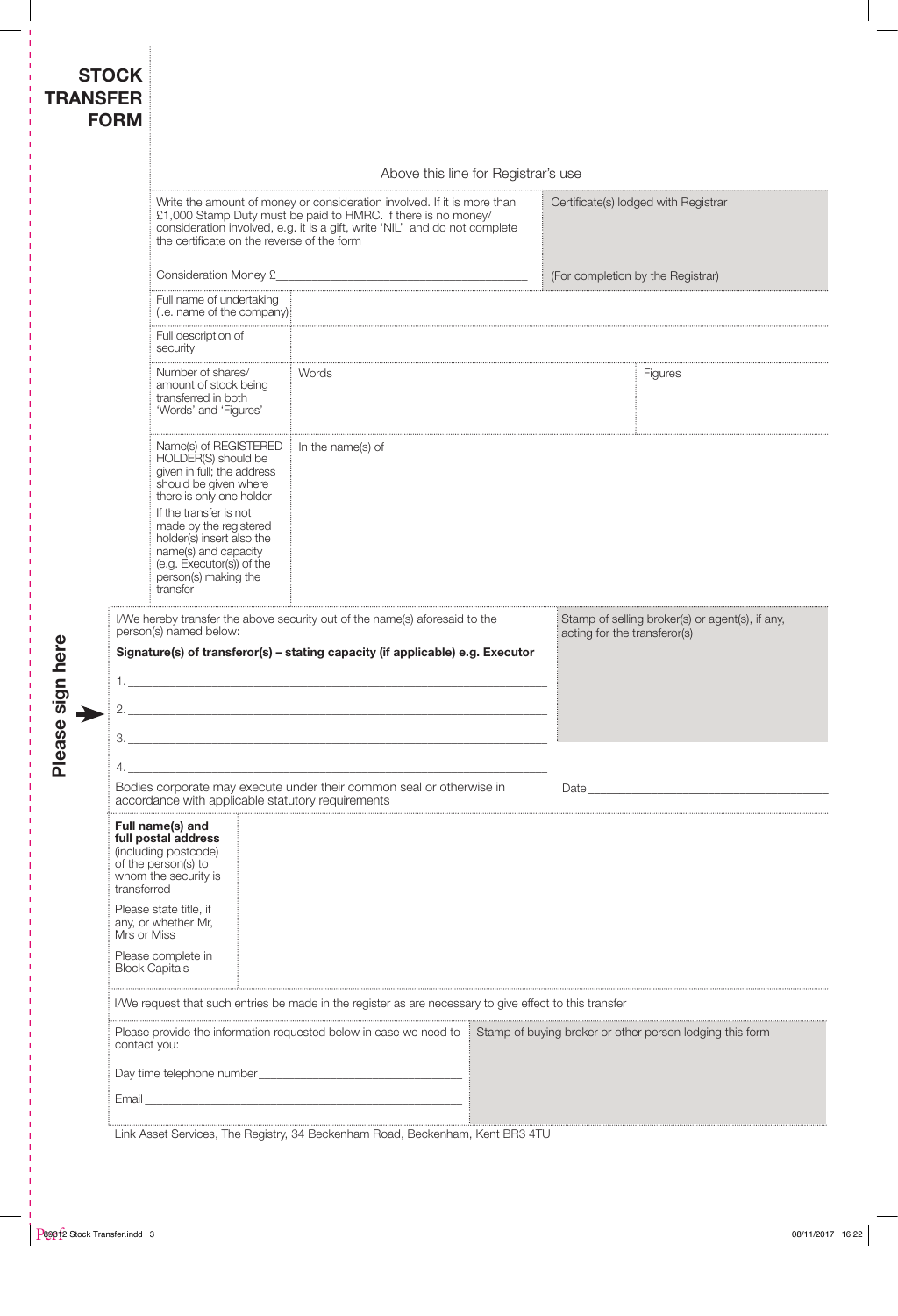# STOCK TRANSFER FORM

Above this line for Registrar's use

| | | | |
|---|---|---|---|
| Write the amount of money or consideration involved. If it is more than £1,000 Stamp Duty must be paid to HMRC. If there is no money/ consideration involved, e.g. it is a gift, write 'NIL' and do not complete the certificate on the reverse of the form<br><br>Consideration Money £\_\_\_\_\_\_\_\_\_\_\_\_\_\_\_\_\_\_\_\_ | | | Certificate(s) lodged with Registrar<br><br>(For completion by the Registrar) |
| Full name of undertaking (i.e. name of the company) | | | |
| Full description of security | | | |
| Number of shares/ amount of stock being transferred in both 'Words' and 'Figures' | Words | | Figures |
| Name(s) of REGISTERED HOLDER(S) should be given in full; the address should be given where there is only one holder<br><br>If the transfer is not made by the registered holder(s) insert also the name(s) and capacity (e.g. Executor(s)) of the person(s) making the transfer | In the name(s) of | | |

**Please sign here**

I/We hereby transfer the above security out of the name(s) aforesaid to the person(s) named below:

**Signature(s) of transferor(s) – stating capacity (if applicable) e.g. Executor**

1. \_\_\_\_\_\_\_\_\_\_\_\_\_\_\_\_\_\_\_\_\_\_\_\_\_\_\_\_\_\_\_\_\_\_\_\_\_\_\_\_

2. \_\_\_\_\_\_\_\_\_\_\_\_\_\_\_\_\_\_\_\_\_\_\_\_\_\_\_\_\_\_\_\_\_\_\_\_\_\_\_\_

3. \_\_\_\_\_\_\_\_\_\_\_\_\_\_\_\_\_\_\_\_\_\_\_\_\_\_\_\_\_\_\_\_\_\_\_\_\_\_\_\_

4. \_\_\_\_\_\_\_\_\_\_\_\_\_\_\_\_\_\_\_\_\_\_\_\_\_\_\_\_\_\_\_\_\_\_\_\_\_\_\_\_

Stamp of selling broker(s) or agent(s), if any, acting for the transferor(s)

Bodies corporate may execute under their common seal or otherwise in accordance with applicable statutory requirements

Date\_\_\_\_\_\_\_\_\_\_\_\_\_\_\_\_\_\_\_\_

| | |
|---|---|
| **Full name(s) and full postal address** (including postcode) of the person(s) to whom the security is transferred<br><br>Please state title, if any, or whether Mr, Mrs or Miss<br><br>Please complete in Block Capitals | |

I/We request that such entries be made in the register as are necessary to give effect to this transfer

| | |
|---|---|
| Please provide the information requested below in case we need to contact you:<br><br>Day time telephone number\_\_\_\_\_\_\_\_\_\_\_\_\_\_\_\_\_\_\_\_<br><br>Email\_\_\_\_\_\_\_\_\_\_\_\_\_\_\_\_\_\_\_\_ | Stamp of buying broker or other person lodging this form |

Link Asset Services, The Registry, 34 Beckenham Road, Beckenham, Kent BR3 4TU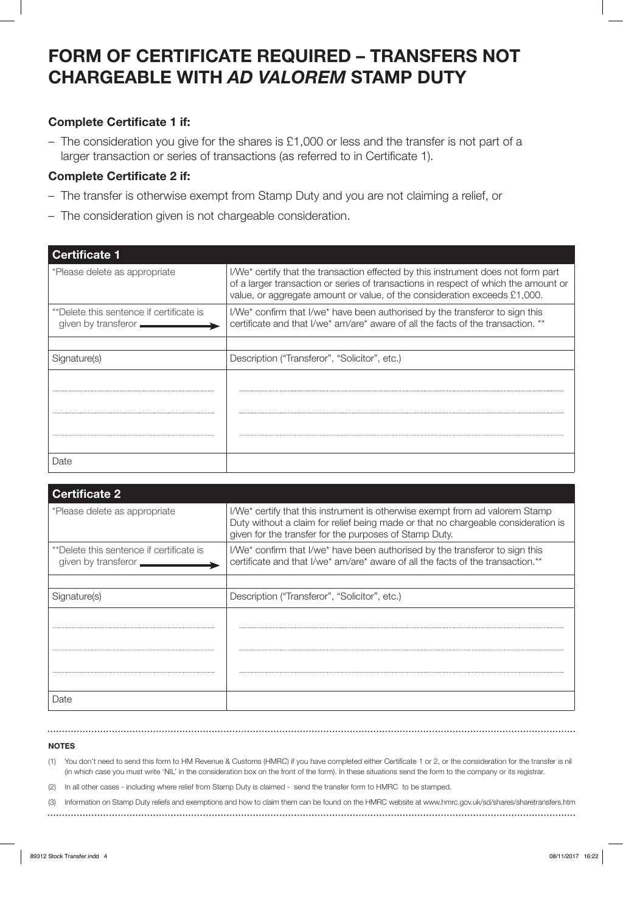# FORM OF CERTIFICATE REQUIRED – TRANSFERS NOT CHARGEABLE WITH *AD VALOREM* STAMP DUTY

**Complete Certificate 1 if:**

– The consideration you give for the shares is £1,000 or less and the transfer is not part of a larger transaction or series of transactions (as referred to in Certificate 1).

**Complete Certificate 2 if:**

– The transfer is otherwise exempt from Stamp Duty and you are not claiming a relief, or

– The consideration given is not chargeable consideration.

| **Certificate 1** | |
|---|---|
| *Please delete as appropriate | I/We* certify that the transaction effected by this instrument does not form part of a larger transaction or series of transactions in respect of which the amount or value, or aggregate amount or value, of the consideration exceeds £1,000. |
| **Delete this sentence if certificate is given by transferor → | I/We* confirm that I/we* have been authorised by the transferor to sign this certificate and that I/we* am/are* aware of all the facts of the transaction. ** |
| | |
| Signature(s) | Description ("Transferor", "Solicitor", etc.) |
| ................................................ | ................................................ |
| ................................................ | ................................................ |
| ................................................ | ................................................ |
| Date | |

| **Certificate 2** | |
|---|---|
| *Please delete as appropriate | I/We* certify that this instrument is otherwise exempt from ad valorem Stamp Duty without a claim for relief being made or that no chargeable consideration is given for the transfer for the purposes of Stamp Duty. |
| **Delete this sentence if certificate is given by transferor → | I/We* confirm that I/we* have been authorised by the transferor to sign this certificate and that I/we* am/are* aware of all the facts of the transaction.** |
| | |
| Signature(s) | Description ("Transferor", "Solicitor", etc.) |
| ................................................ | ................................................ |
| ................................................ | ................................................ |
| ................................................ | ................................................ |
| Date | |

**NOTES**

(1) You don't need to send this form to HM Revenue & Customs (HMRC) if you have completed either Certificate 1 or 2, or the consideration for the transfer is nil (in which case you must write 'NIL' in the consideration box on the front of the form). In these situations send the form to the company or its registrar.

(2) In all other cases - including where relief from Stamp Duty is claimed - send the transfer form to HMRC to be stamped.

(3) Information on Stamp Duty reliefs and exemptions and how to claim them can be found on the HMRC website at www.hmrc.gov.uk/sd/shares/sharetransfers.htm